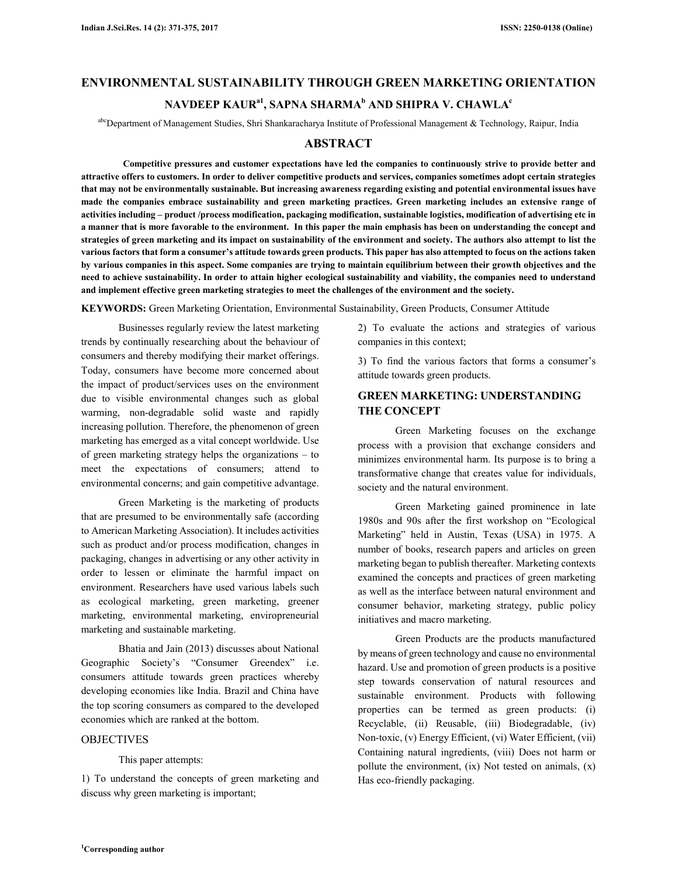# ENVIRONMENTAL SUSTAINABILITY THROUGH GREEN MARKETING ORIENTATION

**NAVDEEP KAUR[a1], SAPNA SHARMA[b] AND SHIPRA V. CHAWLA[c]**

[abc]Department of Management Studies, Shri Shankaracharya Institute of Professional Management & Technology, Raipur, India

## ABSTRACT

**Competitive pressures and customer expectations have led the companies to continuously strive to provide better and attractive offers to customers. In order to deliver competitive products and services, companies sometimes adopt certain strategies that may not be environmentally sustainable. But increasing awareness regarding existing and potential environmental issues have made the companies embrace sustainability and green marketing practices. Green marketing includes an extensive range of activities including – product /process modification, packaging modification, sustainable logistics, modification of advertising etc in a manner that is more favorable to the environment. In this paper the main emphasis has been on understanding the concept and strategies of green marketing and its impact on sustainability of the environment and society. The authors also attempt to list the various factors that form a consumer's attitude towards green products. This paper has also attempted to focus on the actions taken by various companies in this aspect. Some companies are trying to maintain equilibrium between their growth objectives and the need to achieve sustainability. In order to attain higher ecological sustainability and viability, the companies need to understand and implement effective green marketing strategies to meet the challenges of the environment and the society.**

**KEYWORDS:** Green Marketing Orientation, Environmental Sustainability, Green Products, Consumer Attitude

Businesses regularly review the latest marketing trends by continually researching about the behaviour of consumers and thereby modifying their market offerings. Today, consumers have become more concerned about the impact of product/services uses on the environment due to visible environmental changes such as global warming, non-degradable solid waste and rapidly increasing pollution. Therefore, the phenomenon of green marketing has emerged as a vital concept worldwide. Use of green marketing strategy helps the organizations – to meet the expectations of consumers; attend to environmental concerns; and gain competitive advantage.

Green Marketing is the marketing of products that are presumed to be environmentally safe (according to American Marketing Association). It includes activities such as product and/or process modification, changes in packaging, changes in advertising or any other activity in order to lessen or eliminate the harmful impact on environment. Researchers have used various labels such as ecological marketing, green marketing, greener marketing, environmental marketing, enviropreneurial marketing and sustainable marketing.

Bhatia and Jain (2013) discusses about National Geographic Society's "Consumer Greendex" i.e. consumers attitude towards green practices whereby developing economies like India. Brazil and China have the top scoring consumers as compared to the developed economies which are ranked at the bottom.

## OBJECTIVES

This paper attempts:

1) To understand the concepts of green marketing and discuss why green marketing is important;

2) To evaluate the actions and strategies of various companies in this context;

3) To find the various factors that forms a consumer's attitude towards green products.

## GREEN MARKETING: UNDERSTANDING THE CONCEPT

Green Marketing focuses on the exchange process with a provision that exchange considers and minimizes environmental harm. Its purpose is to bring a transformative change that creates value for individuals, society and the natural environment.

Green Marketing gained prominence in late 1980s and 90s after the first workshop on "Ecological Marketing" held in Austin, Texas (USA) in 1975. A number of books, research papers and articles on green marketing began to publish thereafter. Marketing contexts examined the concepts and practices of green marketing as well as the interface between natural environment and consumer behavior, marketing strategy, public policy initiatives and macro marketing.

Green Products are the products manufactured by means of green technology and cause no environmental hazard. Use and promotion of green products is a positive step towards conservation of natural resources and sustainable environment. Products with following properties can be termed as green products: (i) Recyclable, (ii) Reusable, (iii) Biodegradable, (iv) Non-toxic, (v) Energy Efficient, (vi) Water Efficient, (vii) Containing natural ingredients, (viii) Does not harm or pollute the environment, (ix) Not tested on animals, (x) Has eco-friendly packaging.

[1]Corresponding author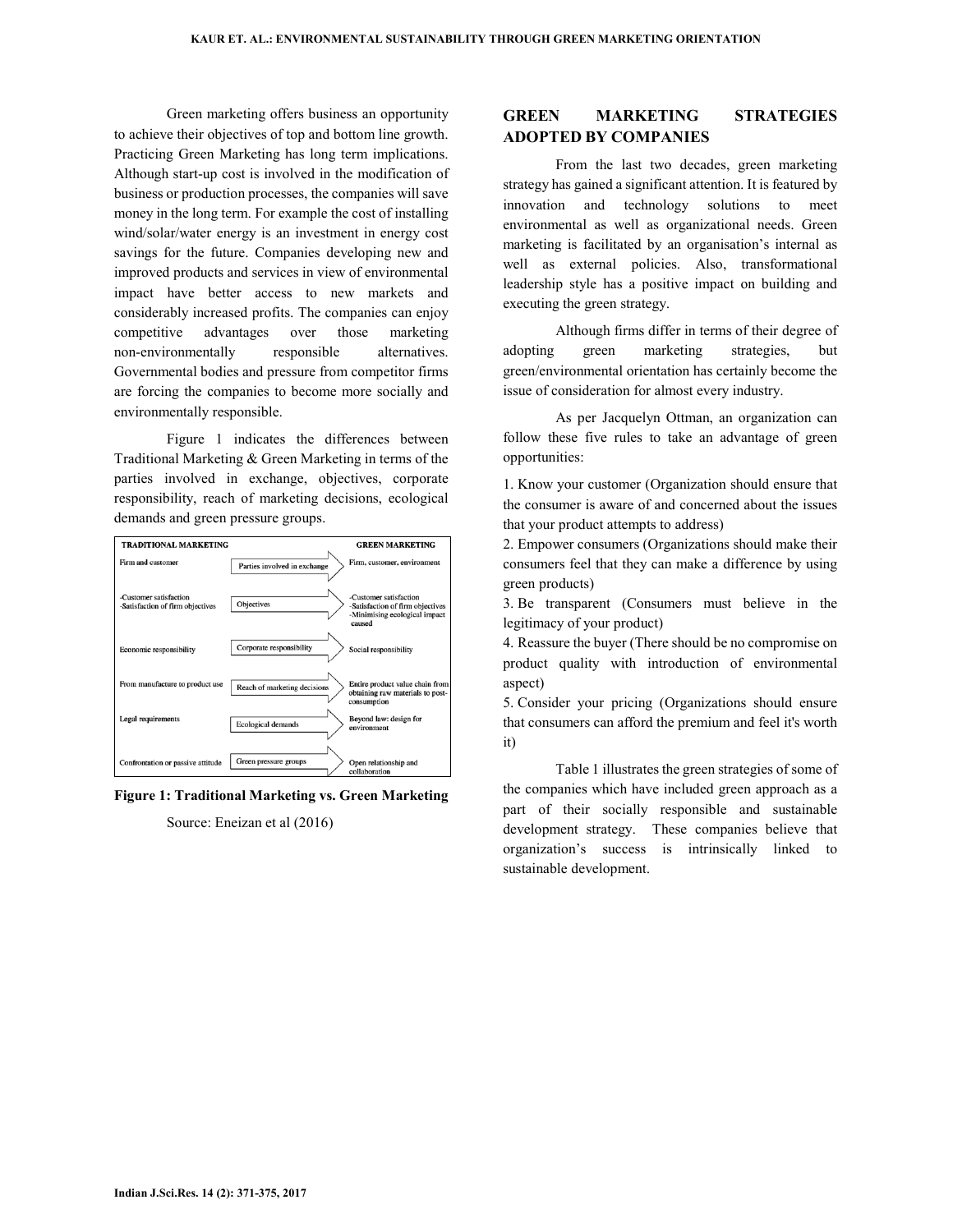Green marketing offers business an opportunity to achieve their objectives of top and bottom line growth. Practicing Green Marketing has long term implications. Although start-up cost is involved in the modification of business or production processes, the companies will save money in the long term. For example the cost of installing wind/solar/water energy is an investment in energy cost savings for the future. Companies developing new and improved products and services in view of environmental impact have better access to new markets and considerably increased profits. The companies can enjoy competitive advantages over those marketing non-environmentally responsible alternatives. Governmental bodies and pressure from competitor firms are forcing the companies to become more socially and environmentally responsible.

Figure 1 indicates the differences between Traditional Marketing & Green Marketing in terms of the parties involved in exchange, objectives, corporate responsibility, reach of marketing decisions, ecological demands and green pressure groups.

| TRADITIONAL MARKETING | | GREEN MARKETING |
|---|---|---|
| Firm and customer | Parties involved in exchange | Firm, customer, environment |
| -Customer satisfaction<br>-Satisfaction of firm objectives | Objectives | -Customer satisfaction<br>-Satisfaction of firm objectives<br>-Minimising ecological impact caused |
| Economic responsibility | Corporate responsibility | Social responsibility |
| From manufacture to product use | Reach of marketing decisions | Entire product value chain from obtaining raw materials to post-consumption |
| Legal requirements | Ecological demands | Beyond law: design for environment |
| Confrontation or passive attitude | Green pressure groups | Open relationship and collaboration |

**Figure 1: Traditional Marketing vs. Green Marketing**

Source: Eneizan et al (2016)

## GREEN MARKETING STRATEGIES ADOPTED BY COMPANIES

From the last two decades, green marketing strategy has gained a significant attention. It is featured by innovation and technology solutions to meet environmental as well as organizational needs. Green marketing is facilitated by an organisation's internal as well as external policies. Also, transformational leadership style has a positive impact on building and executing the green strategy.

Although firms differ in terms of their degree of adopting green marketing strategies, but green/environmental orientation has certainly become the issue of consideration for almost every industry.

As per Jacquelyn Ottman, an organization can follow these five rules to take an advantage of green opportunities:

1. Know your customer (Organization should ensure that the consumer is aware of and concerned about the issues that your product attempts to address)
2. Empower consumers (Organizations should make their consumers feel that they can make a difference by using green products)
3. Be transparent (Consumers must believe in the legitimacy of your product)
4. Reassure the buyer (There should be no compromise on product quality with introduction of environmental aspect)
5. Consider your pricing (Organizations should ensure that consumers can afford the premium and feel it's worth it)

Table 1 illustrates the green strategies of some of the companies which have included green approach as a part of their socially responsible and sustainable development strategy. These companies believe that organization's success is intrinsically linked to sustainable development.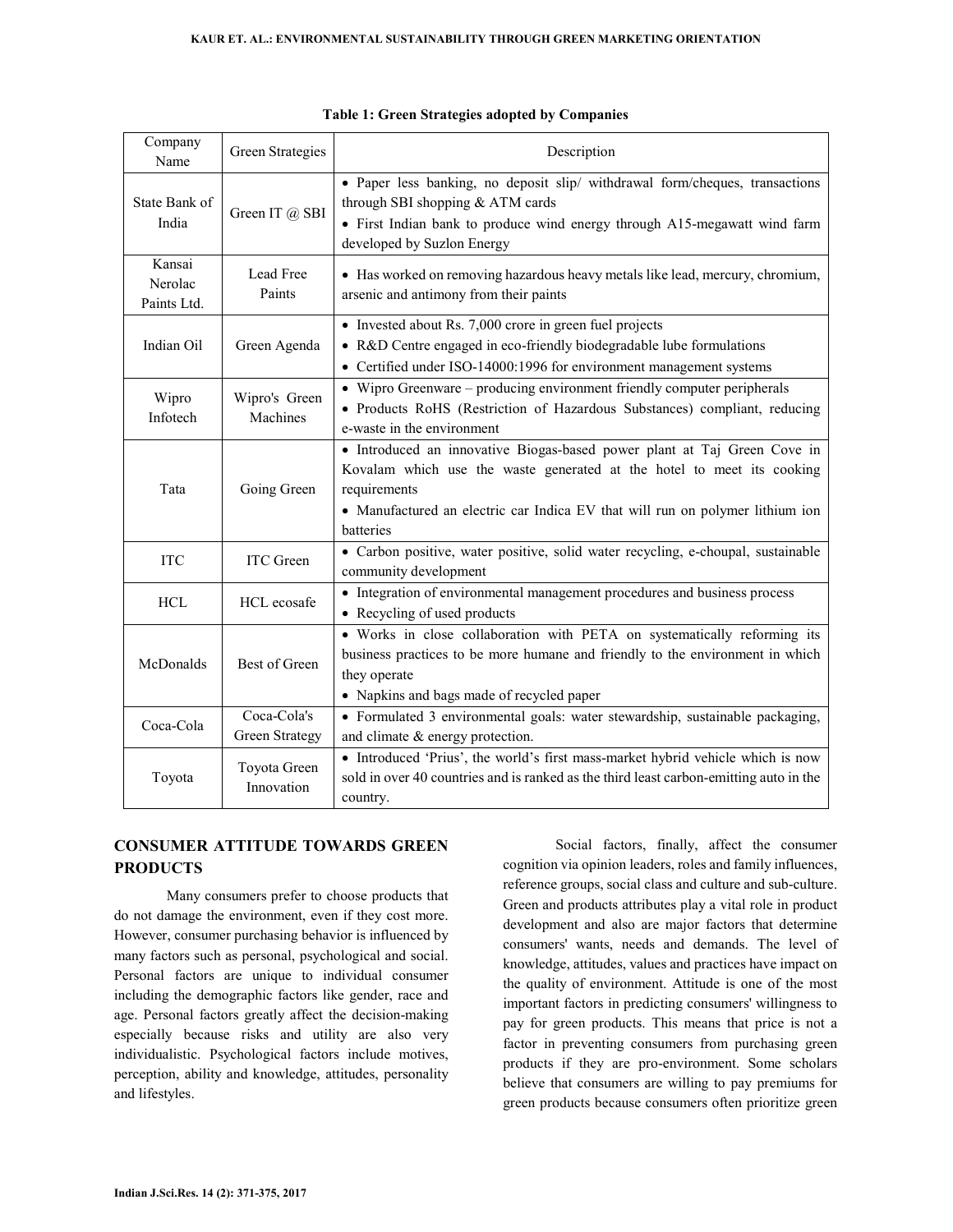**Table 1: Green Strategies adopted by Companies**

| Company Name | Green Strategies | Description |
|---|---|---|
| State Bank of India | Green IT @ SBI | • Paper less banking, no deposit slip/ withdrawal form/cheques, transactions through SBI shopping & ATM cards<br>• First Indian bank to produce wind energy through A15-megawatt wind farm developed by Suzlon Energy |
| Kansai Nerolac Paints Ltd. | Lead Free Paints | • Has worked on removing hazardous heavy metals like lead, mercury, chromium, arsenic and antimony from their paints |
| Indian Oil | Green Agenda | • Invested about Rs. 7,000 crore in green fuel projects<br>• R&D Centre engaged in eco-friendly biodegradable lube formulations<br>• Certified under ISO-14000:1996 for environment management systems |
| Wipro Infotech | Wipro's Green Machines | • Wipro Greenware – producing environment friendly computer peripherals<br>• Products RoHS (Restriction of Hazardous Substances) compliant, reducing e-waste in the environment |
| Tata | Going Green | • Introduced an innovative Biogas-based power plant at Taj Green Cove in Kovalam which use the waste generated at the hotel to meet its cooking requirements<br>• Manufactured an electric car Indica EV that will run on polymer lithium ion batteries |
| ITC | ITC Green | • Carbon positive, water positive, solid water recycling, e-choupal, sustainable community development |
| HCL | HCL ecosafe | • Integration of environmental management procedures and business process<br>• Recycling of used products |
| McDonalds | Best of Green | • Works in close collaboration with PETA on systematically reforming its business practices to be more humane and friendly to the environment in which they operate<br>• Napkins and bags made of recycled paper |
| Coca-Cola | Coca-Cola's Green Strategy | • Formulated 3 environmental goals: water stewardship, sustainable packaging, and climate & energy protection. |
| Toyota | Toyota Green Innovation | • Introduced 'Prius', the world's first mass-market hybrid vehicle which is now sold in over 40 countries and is ranked as the third least carbon-emitting auto in the country. |

## CONSUMER ATTITUDE TOWARDS GREEN PRODUCTS

Many consumers prefer to choose products that do not damage the environment, even if they cost more. However, consumer purchasing behavior is influenced by many factors such as personal, psychological and social. Personal factors are unique to individual consumer including the demographic factors like gender, race and age. Personal factors greatly affect the decision-making especially because risks and utility are also very individualistic. Psychological factors include motives, perception, ability and knowledge, attitudes, personality and lifestyles.

Social factors, finally, affect the consumer cognition via opinion leaders, roles and family influences, reference groups, social class and culture and sub-culture. Green and products attributes play a vital role in product development and also are major factors that determine consumers' wants, needs and demands. The level of knowledge, attitudes, values and practices have impact on the quality of environment. Attitude is one of the most important factors in predicting consumers' willingness to pay for green products. This means that price is not a factor in preventing consumers from purchasing green products if they are pro-environment. Some scholars believe that consumers are willing to pay premiums for green products because consumers often prioritize green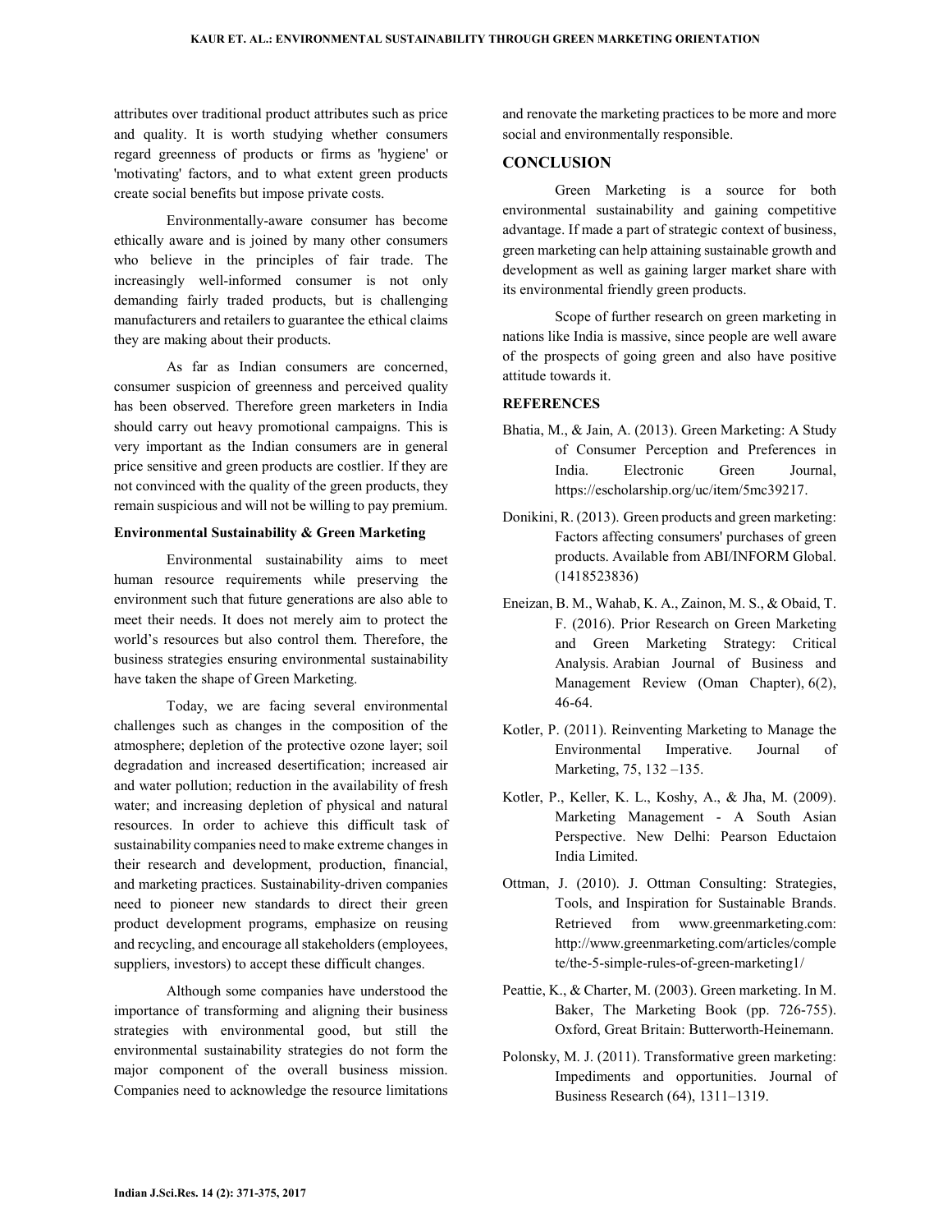attributes over traditional product attributes such as price and quality. It is worth studying whether consumers regard greenness of products or firms as 'hygiene' or 'motivating' factors, and to what extent green products create social benefits but impose private costs.

Environmentally-aware consumer has become ethically aware and is joined by many other consumers who believe in the principles of fair trade. The increasingly well-informed consumer is not only demanding fairly traded products, but is challenging manufacturers and retailers to guarantee the ethical claims they are making about their products.

As far as Indian consumers are concerned, consumer suspicion of greenness and perceived quality has been observed. Therefore green marketers in India should carry out heavy promotional campaigns. This is very important as the Indian consumers are in general price sensitive and green products are costlier. If they are not convinced with the quality of the green products, they remain suspicious and will not be willing to pay premium.

**Environmental Sustainability & Green Marketing**

Environmental sustainability aims to meet human resource requirements while preserving the environment such that future generations are also able to meet their needs. It does not merely aim to protect the world's resources but also control them. Therefore, the business strategies ensuring environmental sustainability have taken the shape of Green Marketing.

Today, we are facing several environmental challenges such as changes in the composition of the atmosphere; depletion of the protective ozone layer; soil degradation and increased desertification; increased air and water pollution; reduction in the availability of fresh water; and increasing depletion of physical and natural resources. In order to achieve this difficult task of sustainability companies need to make extreme changes in their research and development, production, financial, and marketing practices. Sustainability-driven companies need to pioneer new standards to direct their green product development programs, emphasize on reusing and recycling, and encourage all stakeholders (employees, suppliers, investors) to accept these difficult changes.

Although some companies have understood the importance of transforming and aligning their business strategies with environmental good, but still the environmental sustainability strategies do not form the major component of the overall business mission. Companies need to acknowledge the resource limitations and renovate the marketing practices to be more and more social and environmentally responsible.

## CONCLUSION

Green Marketing is a source for both environmental sustainability and gaining competitive advantage. If made a part of strategic context of business, green marketing can help attaining sustainable growth and development as well as gaining larger market share with its environmental friendly green products.

Scope of further research on green marketing in nations like India is massive, since people are well aware of the prospects of going green and also have positive attitude towards it.

## REFERENCES

Bhatia, M., & Jain, A. (2013). Green Marketing: A Study of Consumer Perception and Preferences in India. Electronic Green Journal, https://escholarship.org/uc/item/5mc39217.

Donikini, R. (2013). Green products and green marketing: Factors affecting consumers' purchases of green products. Available from ABI/INFORM Global. (1418523836)

Eneizan, B. M., Wahab, K. A., Zainon, M. S., & Obaid, T. F. (2016). Prior Research on Green Marketing and Green Marketing Strategy: Critical Analysis. Arabian Journal of Business and Management Review (Oman Chapter), 6(2), 46-64.

Kotler, P. (2011). Reinventing Marketing to Manage the Environmental Imperative. Journal of Marketing, 75, 132 –135.

Kotler, P., Keller, K. L., Koshy, A., & Jha, M. (2009). Marketing Management - A South Asian Perspective. New Delhi: Pearson Eductaion India Limited.

Ottman, J. (2010). J. Ottman Consulting: Strategies, Tools, and Inspiration for Sustainable Brands. Retrieved from www.greenmarketing.com: http://www.greenmarketing.com/articles/complete/the-5-simple-rules-of-green-marketing1/

Peattie, K., & Charter, M. (2003). Green marketing. In M. Baker, The Marketing Book (pp. 726-755). Oxford, Great Britain: Butterworth-Heinemann.

Polonsky, M. J. (2011). Transformative green marketing: Impediments and opportunities. Journal of Business Research (64), 1311–1319.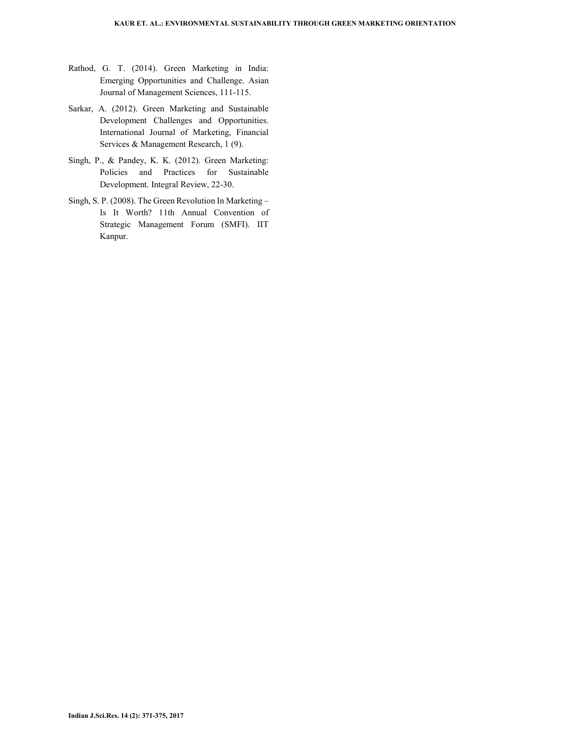Rathod, G. T. (2014). Green Marketing in India: Emerging Opportunities and Challenge. Asian Journal of Management Sciences, 111-115.

Sarkar, A. (2012). Green Marketing and Sustainable Development Challenges and Opportunities. International Journal of Marketing, Financial Services & Management Research, 1 (9).

Singh, P., & Pandey, K. K. (2012). Green Marketing: Policies and Practices for Sustainable Development. Integral Review, 22-30.

Singh, S. P. (2008). The Green Revolution In Marketing – Is It Worth? 11th Annual Convention of Strategic Management Forum (SMFI). IIT Kanpur.